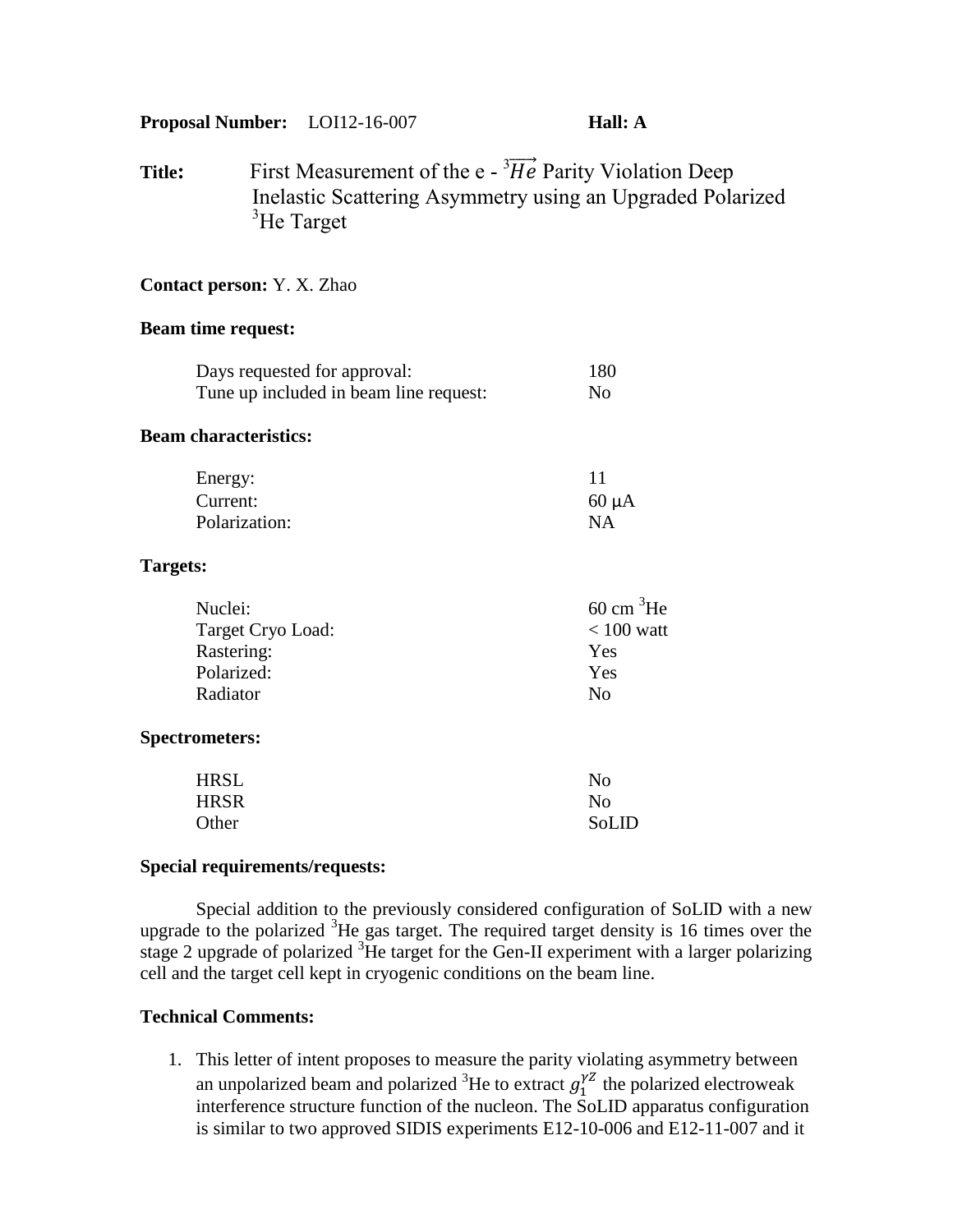**Proposal Number:** LOI12-16-007 **Hall: A**

**Title:** First Measurement of the e - $^3\overrightarrow{He}$ Parity Violation Deep Inelastic Scattering Asymmetry using an Upgraded Polarized $^3$He Target

**Contact person:** Y. X. Zhao

**Beam time request:**

| | |
|---|---|
| Days requested for approval: | 180 |
| Tune up included in beam line request: | No |

**Beam characteristics:**

| | |
|---|---|
| Energy: | 11 |
| Current: | 60 μA |
| Polarization: | NA |

**Targets:**

| | |
|---|---|
| Nuclei: | 60 cm $^3$He |
| Target Cryo Load: | < 100 watt |
| Rastering: | Yes |
| Polarized: | Yes |
| Radiator | No |

**Spectrometers:**

| | |
|---|---|
| HRSL | No |
| HRSR | No |
| Other | SoLID |

**Special requirements/requests:**

Special addition to the previously considered configuration of SoLID with a new upgrade to the polarized $^3$He gas target. The required target density is 16 times over the stage 2 upgrade of polarized $^3$He target for the Gen-II experiment with a larger polarizing cell and the target cell kept in cryogenic conditions on the beam line.

**Technical Comments:**

1. This letter of intent proposes to measure the parity violating asymmetry between an unpolarized beam and polarized $^3$He to extract $g_1^{\gamma Z}$ the polarized electroweak interference structure function of the nucleon. The SoLID apparatus configuration is similar to two approved SIDIS experiments E12-10-006 and E12-11-007 and it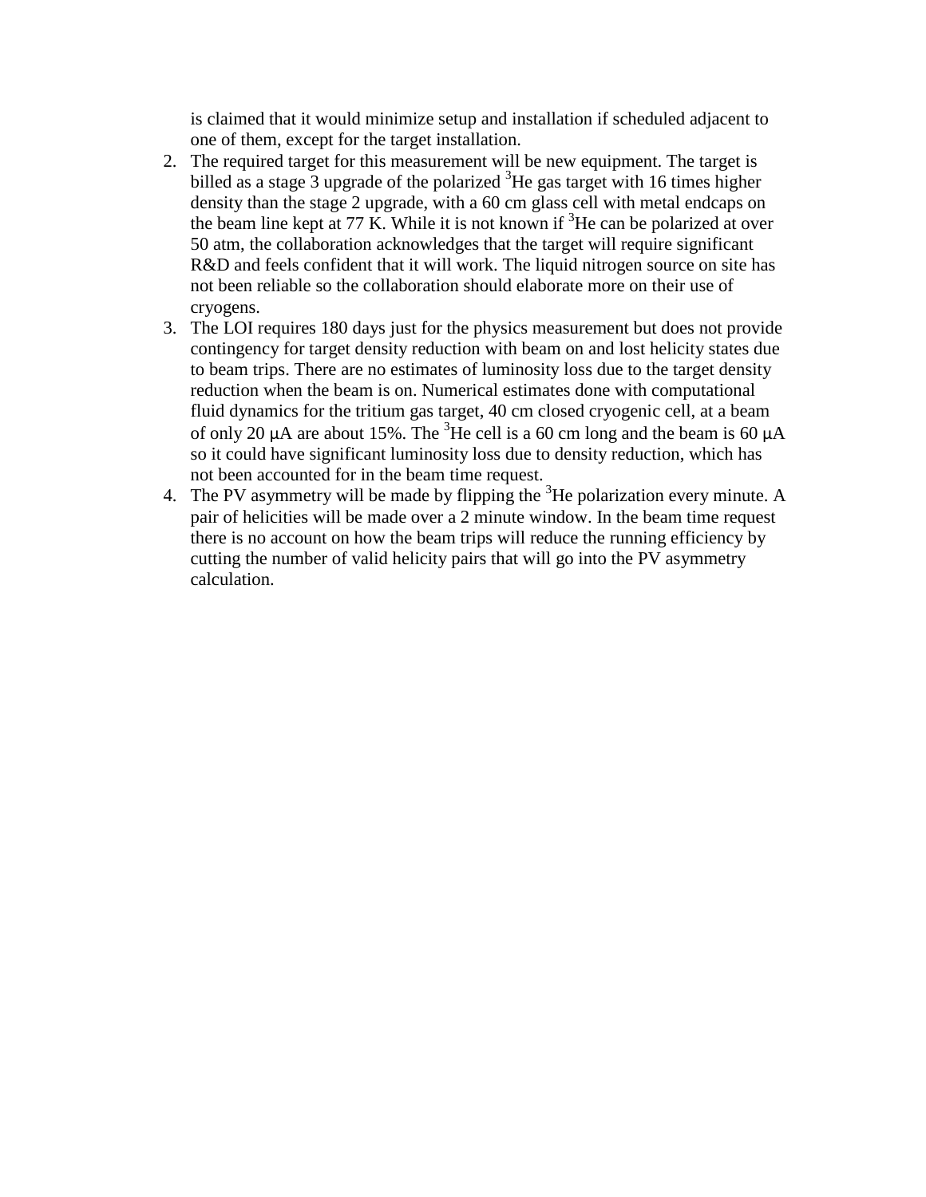is claimed that it would minimize setup and installation if scheduled adjacent to one of them, except for the target installation.

2. The required target for this measurement will be new equipment. The target is billed as a stage 3 upgrade of the polarized $^3$He gas target with 16 times higher density than the stage 2 upgrade, with a 60 cm glass cell with metal endcaps on the beam line kept at 77 K. While it is not known if $^3$He can be polarized at over 50 atm, the collaboration acknowledges that the target will require significant R&D and feels confident that it will work. The liquid nitrogen source on site has not been reliable so the collaboration should elaborate more on their use of cryogens.
3. The LOI requires 180 days just for the physics measurement but does not provide contingency for target density reduction with beam on and lost helicity states due to beam trips. There are no estimates of luminosity loss due to the target density reduction when the beam is on. Numerical estimates done with computational fluid dynamics for the tritium gas target, 40 cm closed cryogenic cell, at a beam of only 20 μA are about 15%. The $^3$He cell is a 60 cm long and the beam is 60 μA so it could have significant luminosity loss due to density reduction, which has not been accounted for in the beam time request.
4. The PV asymmetry will be made by flipping the $^3$He polarization every minute. A pair of helicities will be made over a 2 minute window. In the beam time request there is no account on how the beam trips will reduce the running efficiency by cutting the number of valid helicity pairs that will go into the PV asymmetry calculation.